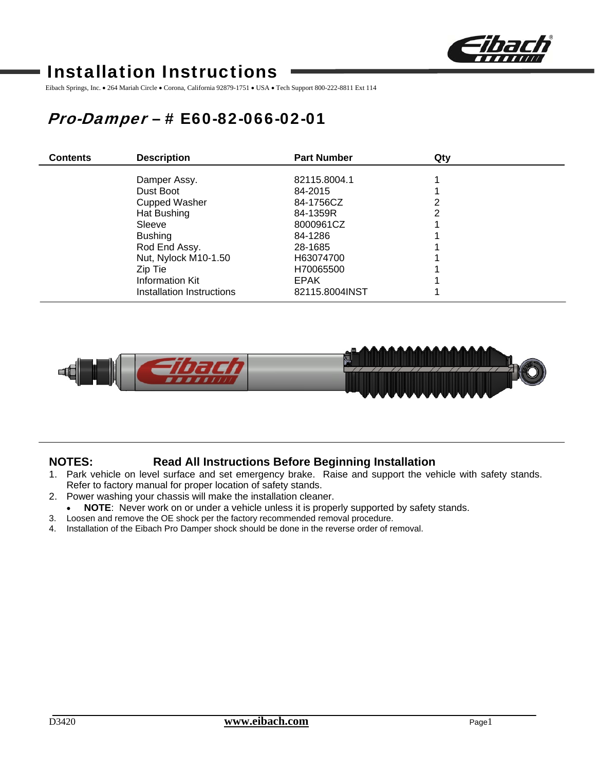# Installation Instructions

Eibach Springs, Inc. • 264 Mariah Circle • Corona, California 92879-1751 • USA • Tech Support 800-222-8811 Ext 114

## *Pro-Damper* – # E60-82-066-02-01

| Contents | Description | Part Number | Qty |
|---|---|---|---|
| | Damper Assy. | 82115.8004.1 | 1 |
| | Dust Boot | 84-2015 | 1 |
| | Cupped Washer | 84-1756CZ | 2 |
| | Hat Bushing | 84-1359R | 2 |
| | Sleeve | 8000961CZ | 1 |
| | Bushing | 84-1286 | 1 |
| | Rod End Assy. | 28-1685 | 1 |
| | Nut, Nylock M10-1.50 | H63074700 | 1 |
| | Zip Tie | H70065500 | 1 |
| | Information Kit | EPAK | 1 |
| | Installation Instructions | 82115.8004INST | 1 |

**NOTES: Read All Instructions Before Beginning Installation**

1. Park vehicle on level surface and set emergency brake. Raise and support the vehicle with safety stands. Refer to factory manual for proper location of safety stands.
2. Power washing your chassis will make the installation cleaner.
   - **NOTE**: Never work on or under a vehicle unless it is properly supported by safety stands.
3. Loosen and remove the OE shock per the factory recommended removal procedure.
4. Installation of the Eibach Pro Damper shock should be done in the reverse order of removal.

D3420 **www.eibach.com**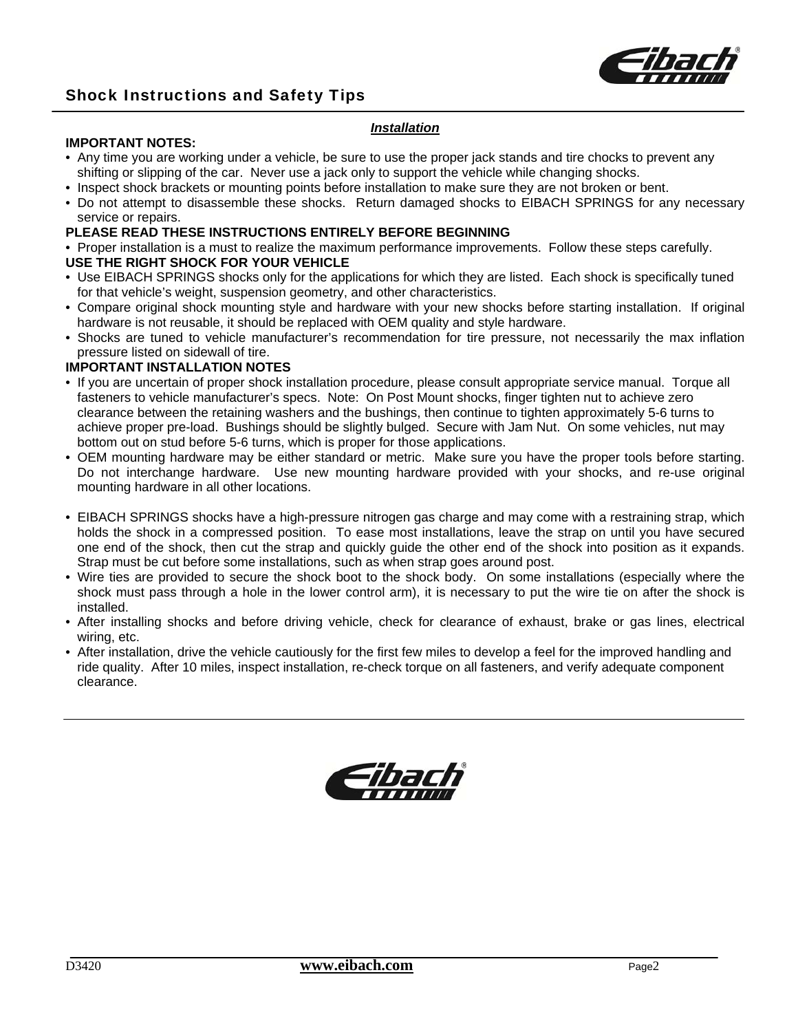## Shock Instructions and Safety Tips

### *Installation*

**IMPORTANT NOTES:**

- Any time you are working under a vehicle, be sure to use the proper jack stands and tire chocks to prevent any shifting or slipping of the car. Never use a jack only to support the vehicle while changing shocks.
- Inspect shock brackets or mounting points before installation to make sure they are not broken or bent.
- Do not attempt to disassemble these shocks. Return damaged shocks to EIBACH SPRINGS for any necessary service or repairs.

**PLEASE READ THESE INSTRUCTIONS ENTIRELY BEFORE BEGINNING**

- Proper installation is a must to realize the maximum performance improvements. Follow these steps carefully.

**USE THE RIGHT SHOCK FOR YOUR VEHICLE**

- Use EIBACH SPRINGS shocks only for the applications for which they are listed. Each shock is specifically tuned for that vehicle's weight, suspension geometry, and other characteristics.
- Compare original shock mounting style and hardware with your new shocks before starting installation. If original hardware is not reusable, it should be replaced with OEM quality and style hardware.
- Shocks are tuned to vehicle manufacturer's recommendation for tire pressure, not necessarily the max inflation pressure listed on sidewall of tire.

**IMPORTANT INSTALLATION NOTES**

- If you are uncertain of proper shock installation procedure, please consult appropriate service manual. Torque all fasteners to vehicle manufacturer's specs. Note: On Post Mount shocks, finger tighten nut to achieve zero clearance between the retaining washers and the bushings, then continue to tighten approximately 5-6 turns to achieve proper pre-load. Bushings should be slightly bulged. Secure with Jam Nut. On some vehicles, nut may bottom out on stud before 5-6 turns, which is proper for those applications.
- OEM mounting hardware may be either standard or metric. Make sure you have the proper tools before starting. Do not interchange hardware. Use new mounting hardware provided with your shocks, and re-use original mounting hardware in all other locations.
- EIBACH SPRINGS shocks have a high-pressure nitrogen gas charge and may come with a restraining strap, which holds the shock in a compressed position. To ease most installations, leave the strap on until you have secured one end of the shock, then cut the strap and quickly guide the other end of the shock into position as it expands. Strap must be cut before some installations, such as when strap goes around post.
- Wire ties are provided to secure the shock boot to the shock body. On some installations (especially where the shock must pass through a hole in the lower control arm), it is necessary to put the wire tie on after the shock is installed.
- After installing shocks and before driving vehicle, check for clearance of exhaust, brake or gas lines, electrical wiring, etc.
- After installation, drive the vehicle cautiously for the first few miles to develop a feel for the improved handling and ride quality. After 10 miles, inspect installation, re-check torque on all fasteners, and verify adequate component clearance.